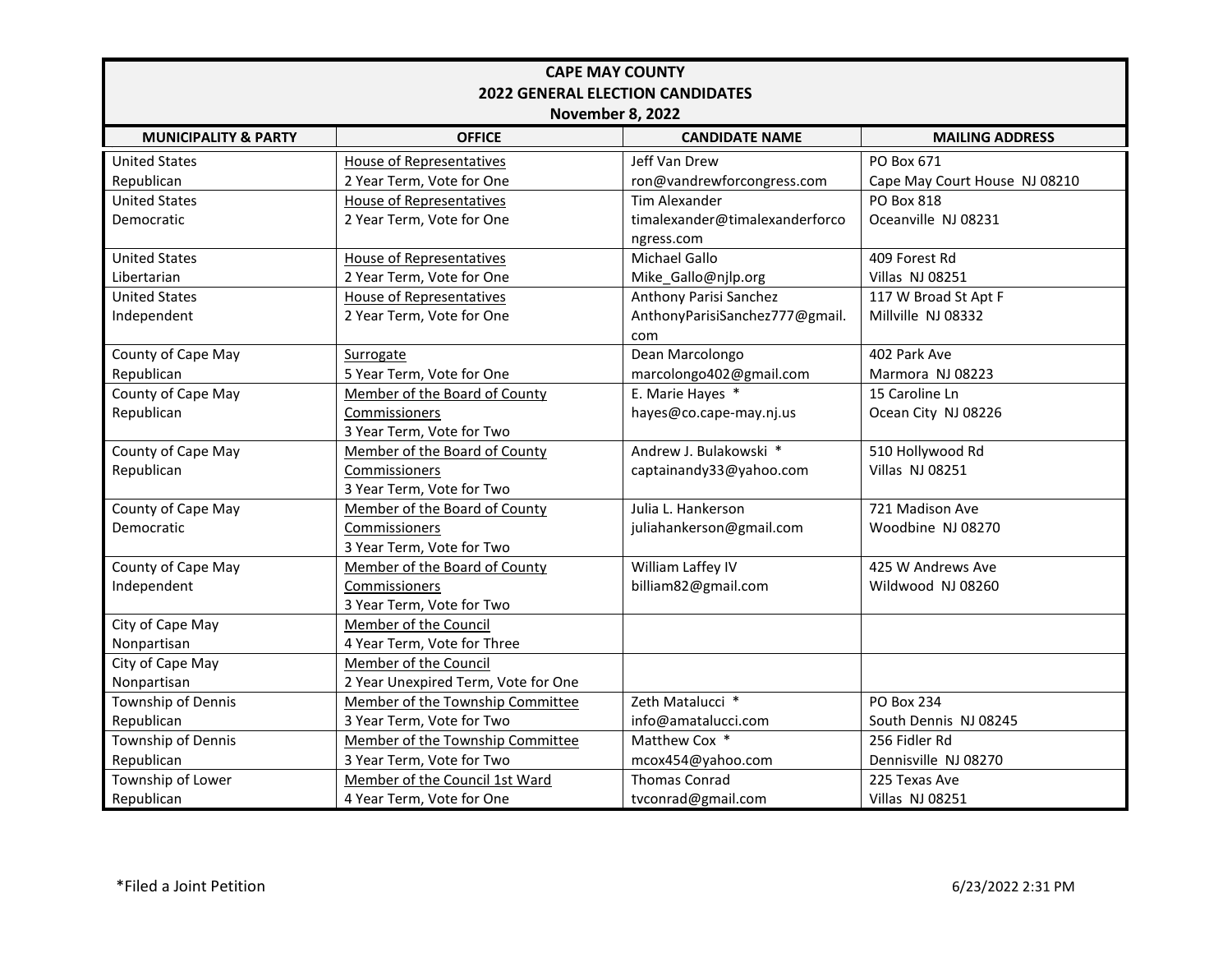# CAPE MAY COUNTY
## 2022 GENERAL ELECTION CANDIDATES
### November 8, 2022

| MUNICIPALITY & PARTY | OFFICE | CANDIDATE NAME | MAILING ADDRESS |
|---|---|---|---|
| United States<br>Republican | House of Representatives<br>2 Year Term, Vote for One | Jeff Van Drew<br>ron@vandrewforcongress.com | PO Box 671<br>Cape May Court House NJ 08210 |
| United States<br>Democratic | House of Representatives<br>2 Year Term, Vote for One | Tim Alexander<br>timalexander@timalexanderforcongress.com | PO Box 818<br>Oceanville NJ 08231 |
| United States<br>Libertarian | House of Representatives<br>2 Year Term, Vote for One | Michael Gallo<br>Mike_Gallo@njlp.org | 409 Forest Rd<br>Villas NJ 08251 |
| United States<br>Independent | House of Representatives<br>2 Year Term, Vote for One | Anthony Parisi Sanchez<br>AnthonyParisiSanchez777@gmail.com | 117 W Broad St Apt F<br>Millville NJ 08332 |
| County of Cape May<br>Republican | Surrogate<br>5 Year Term, Vote for One | Dean Marcolongo<br>marcolongo402@gmail.com | 402 Park Ave<br>Marmora NJ 08223 |
| County of Cape May<br>Republican | Member of the Board of County Commissioners<br>3 Year Term, Vote for Two | E. Marie Hayes *<br>hayes@co.cape-may.nj.us | 15 Caroline Ln<br>Ocean City NJ 08226 |
| County of Cape May<br>Republican | Member of the Board of County Commissioners<br>3 Year Term, Vote for Two | Andrew J. Bulakowski *<br>captainandy33@yahoo.com | 510 Hollywood Rd<br>Villas NJ 08251 |
| County of Cape May<br>Democratic | Member of the Board of County Commissioners<br>3 Year Term, Vote for Two | Julia L. Hankerson<br>juliahankerson@gmail.com | 721 Madison Ave<br>Woodbine NJ 08270 |
| County of Cape May<br>Independent | Member of the Board of County Commissioners<br>3 Year Term, Vote for Two | William Laffey IV<br>billiam82@gmail.com | 425 W Andrews Ave<br>Wildwood NJ 08260 |
| City of Cape May<br>Nonpartisan | Member of the Council<br>4 Year Term, Vote for Three | | |
| City of Cape May<br>Nonpartisan | Member of the Council<br>2 Year Unexpired Term, Vote for One | | |
| Township of Dennis<br>Republican | Member of the Township Committee<br>3 Year Term, Vote for Two | Zeth Matalucci *<br>info@amatalucci.com | PO Box 234<br>South Dennis NJ 08245 |
| Township of Dennis<br>Republican | Member of the Township Committee<br>3 Year Term, Vote for Two | Matthew Cox *<br>mcox454@yahoo.com | 256 Fidler Rd<br>Dennisville NJ 08270 |
| Township of Lower<br>Republican | Member of the Council 1st Ward<br>4 Year Term, Vote for One | Thomas Conrad<br>tvconrad@gmail.com | 225 Texas Ave<br>Villas NJ 08251 |

*Filed a Joint Petition

6/23/2022 2:31 PM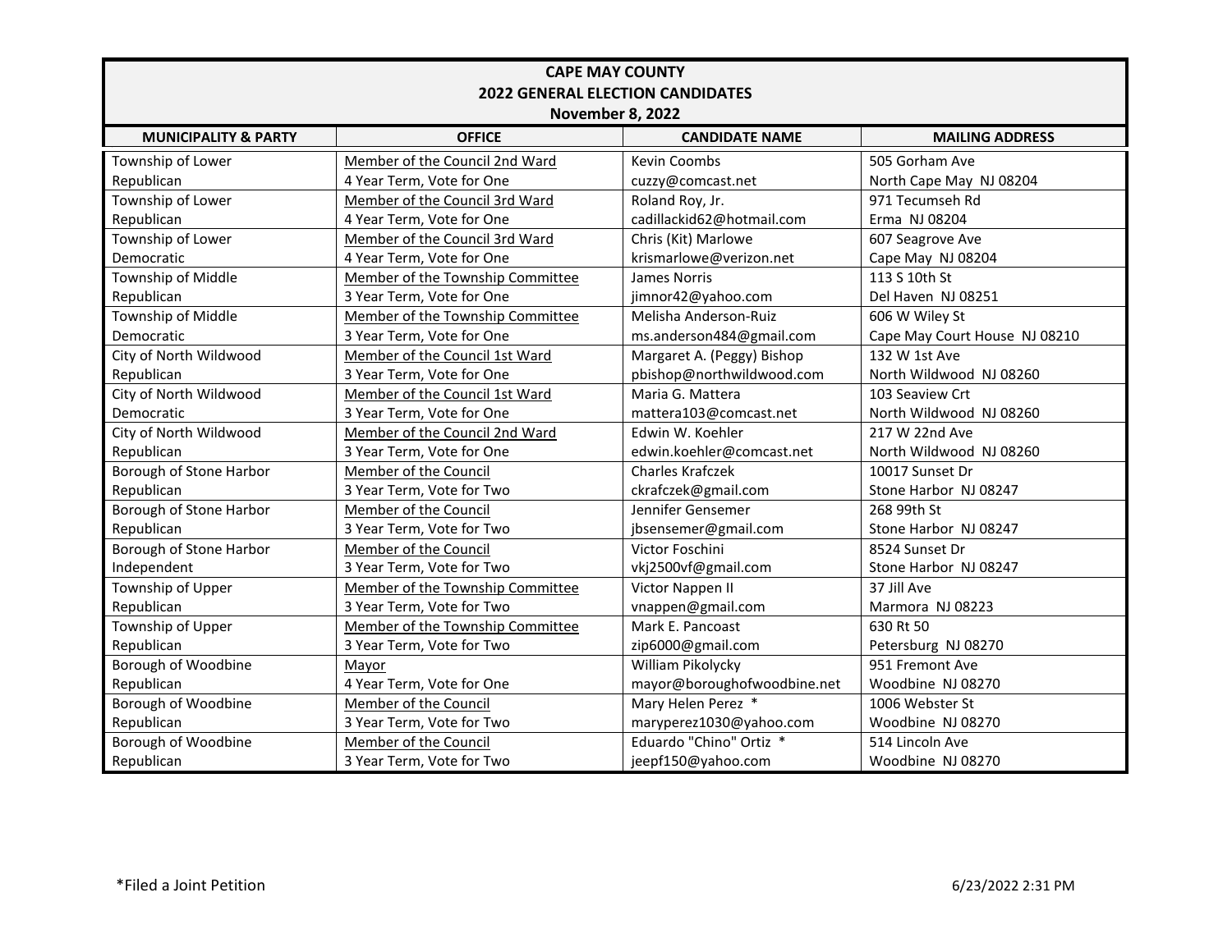**CAPE MAY COUNTY**
**2022 GENERAL ELECTION CANDIDATES**
**November 8, 2022**

| MUNICIPALITY & PARTY | OFFICE | CANDIDATE NAME | MAILING ADDRESS |
|---|---|---|---|
| Township of Lower<br>Republican | Member of the Council 2nd Ward<br>4 Year Term, Vote for One | Kevin Coombs<br>cuzzy@comcast.net | 505 Gorham Ave<br>North Cape May NJ 08204 |
| Township of Lower<br>Republican | Member of the Council 3rd Ward<br>4 Year Term, Vote for One | Roland Roy, Jr.<br>cadillackid62@hotmail.com | 971 Tecumseh Rd<br>Erma NJ 08204 |
| Township of Lower<br>Democratic | Member of the Council 3rd Ward<br>4 Year Term, Vote for One | Chris (Kit) Marlowe<br>krismarlowe@verizon.net | 607 Seagrove Ave<br>Cape May NJ 08204 |
| Township of Middle<br>Republican | Member of the Township Committee<br>3 Year Term, Vote for One | James Norris<br>jimnor42@yahoo.com | 113 S 10th St<br>Del Haven NJ 08251 |
| Township of Middle<br>Democratic | Member of the Township Committee<br>3 Year Term, Vote for One | Melisha Anderson-Ruiz<br>ms.anderson484@gmail.com | 606 W Wiley St<br>Cape May Court House NJ 08210 |
| City of North Wildwood<br>Republican | Member of the Council 1st Ward<br>3 Year Term, Vote for One | Margaret A. (Peggy) Bishop<br>pbishop@northwildwood.com | 132 W 1st Ave<br>North Wildwood NJ 08260 |
| City of North Wildwood<br>Democratic | Member of the Council 1st Ward<br>3 Year Term, Vote for One | Maria G. Mattera<br>mattera103@comcast.net | 103 Seaview Crt<br>North Wildwood NJ 08260 |
| City of North Wildwood<br>Republican | Member of the Council 2nd Ward<br>3 Year Term, Vote for One | Edwin W. Koehler<br>edwin.koehler@comcast.net | 217 W 22nd Ave<br>North Wildwood NJ 08260 |
| Borough of Stone Harbor<br>Republican | Member of the Council<br>3 Year Term, Vote for Two | Charles Krafczek<br>ckrafczek@gmail.com | 10017 Sunset Dr<br>Stone Harbor NJ 08247 |
| Borough of Stone Harbor<br>Republican | Member of the Council<br>3 Year Term, Vote for Two | Jennifer Gensemer<br>jbsensemer@gmail.com | 268 99th St<br>Stone Harbor NJ 08247 |
| Borough of Stone Harbor<br>Independent | Member of the Council<br>3 Year Term, Vote for Two | Victor Foschini<br>vkj2500vf@gmail.com | 8524 Sunset Dr<br>Stone Harbor NJ 08247 |
| Township of Upper<br>Republican | Member of the Township Committee<br>3 Year Term, Vote for Two | Victor Nappen II<br>vnappen@gmail.com | 37 Jill Ave<br>Marmora NJ 08223 |
| Township of Upper<br>Republican | Member of the Township Committee<br>3 Year Term, Vote for Two | Mark E. Pancoast<br>zip6000@gmail.com | 630 Rt 50<br>Petersburg NJ 08270 |
| Borough of Woodbine<br>Republican | Mayor<br>4 Year Term, Vote for One | William Pikolycky<br>mayor@boroughofwoodbine.net | 951 Fremont Ave<br>Woodbine NJ 08270 |
| Borough of Woodbine<br>Republican | Member of the Council<br>3 Year Term, Vote for Two | Mary Helen Perez *<br>maryperez1030@yahoo.com | 1006 Webster St<br>Woodbine NJ 08270 |
| Borough of Woodbine<br>Republican | Member of the Council<br>3 Year Term, Vote for Two | Eduardo "Chino" Ortiz *<br>jeepf150@yahoo.com | 514 Lincoln Ave<br>Woodbine NJ 08270 |

*Filed a Joint Petition

6/23/2022 2:31 PM